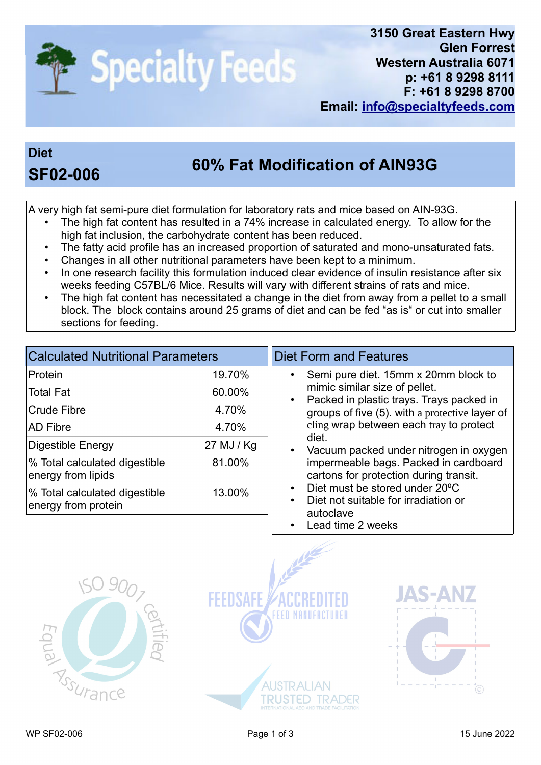# Specialty Feeds

3150 Great Eastern Hwy
Glen Forrest
Western Australia 6071
p: +61 8 9298 8111
F: +61 8 9298 8700
Email: info@specialtyfeeds.com

## Diet SF02-006 — 60% Fat Modification of AIN93G

A very high fat semi-pure diet formulation for laboratory rats and mice based on AIN-93G.

- The high fat content has resulted in a 74% increase in calculated energy. To allow for the high fat inclusion, the carbohydrate content has been reduced.
- The fatty acid profile has an increased proportion of saturated and mono-unsaturated fats.
- Changes in all other nutritional parameters have been kept to a minimum.
- In one research facility this formulation induced clear evidence of insulin resistance after six weeks feeding C57BL/6 Mice. Results will vary with different strains of rats and mice.
- The high fat content has necessitated a change in the diet from away from a pellet to a small block. The block contains around 25 grams of diet and can be fed "as is" or cut into smaller sections for feeding.

### Calculated Nutritional Parameters

| Parameter | Value |
|---|---|
| Protein | 19.70% |
| Total Fat | 60.00% |
| Crude Fibre | 4.70% |
| AD Fibre | 4.70% |
| Digestible Energy | 27 MJ / Kg |
| % Total calculated digestible energy from lipids | 81.00% |
| % Total calculated digestible energy from protein | 13.00% |

### Diet Form and Features

- Semi pure diet. 15mm x 20mm block to mimic similar size of pellet.
- Packed in plastic trays. Trays packed in groups of five (5). with a protective layer of cling wrap between each tray to protect diet.
- Vacuum packed under nitrogen in oxygen impermeable bags. Packed in cardboard cartons for protection during transit.
- Diet must be stored under 20ºC
- Diet not suitable for irradiation or autoclave
- Lead time 2 weeks

ISO 9001 certified — Equal Assurance | FEEDSAFE ACCREDITED FEED MANUFACTURER | JAS-ANZ | AUSTRALIAN TRUSTED TRADER

WP SF02-006 — 15 June 2022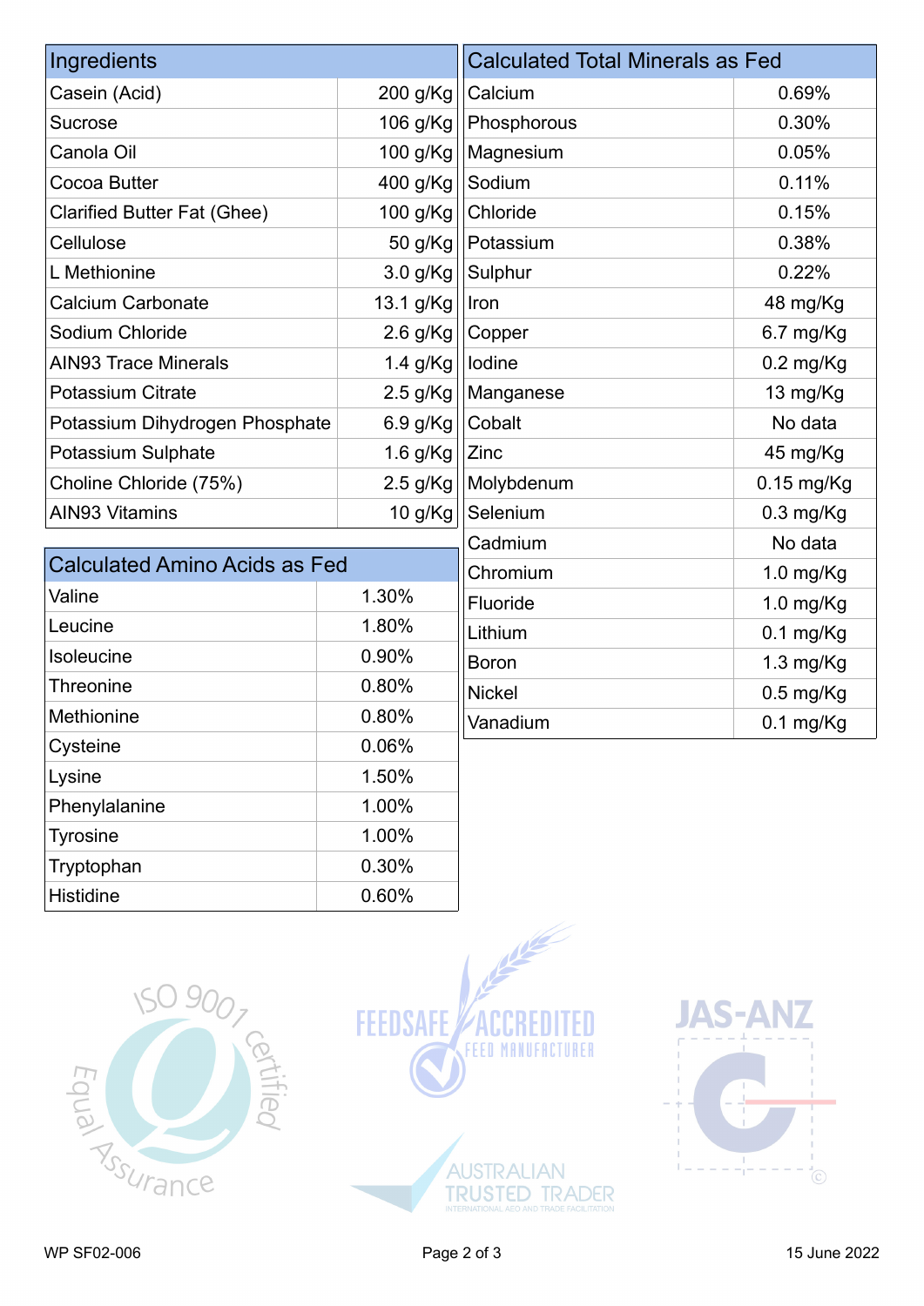| Ingredients | |
|---|---|
| Casein (Acid) | 200 g/Kg |
| Sucrose | 106 g/Kg |
| Canola Oil | 100 g/Kg |
| Cocoa Butter | 400 g/Kg |
| Clarified Butter Fat (Ghee) | 100 g/Kg |
| Cellulose | 50 g/Kg |
| L Methionine | 3.0 g/Kg |
| Calcium Carbonate | 13.1 g/Kg |
| Sodium Chloride | 2.6 g/Kg |
| AIN93 Trace Minerals | 1.4 g/Kg |
| Potassium Citrate | 2.5 g/Kg |
| Potassium Dihydrogen Phosphate | 6.9 g/Kg |
| Potassium Sulphate | 1.6 g/Kg |
| Choline Chloride (75%) | 2.5 g/Kg |
| AIN93 Vitamins | 10 g/Kg |

| Calculated Amino Acids as Fed | |
|---|---|
| Valine | 1.30% |
| Leucine | 1.80% |
| Isoleucine | 0.90% |
| Threonine | 0.80% |
| Methionine | 0.80% |
| Cysteine | 0.06% |
| Lysine | 1.50% |
| Phenylalanine | 1.00% |
| Tyrosine | 1.00% |
| Tryptophan | 0.30% |
| Histidine | 0.60% |

| Calculated Total Minerals as Fed | |
|---|---|
| Calcium | 0.69% |
| Phosphorous | 0.30% |
| Magnesium | 0.05% |
| Sodium | 0.11% |
| Chloride | 0.15% |
| Potassium | 0.38% |
| Sulphur | 0.22% |
| Iron | 48 mg/Kg |
| Copper | 6.7 mg/Kg |
| Iodine | 0.2 mg/Kg |
| Manganese | 13 mg/Kg |
| Cobalt | No data |
| Zinc | 45 mg/Kg |
| Molybdenum | 0.15 mg/Kg |
| Selenium | 0.3 mg/Kg |
| Cadmium | No data |
| Chromium | 1.0 mg/Kg |
| Fluoride | 1.0 mg/Kg |
| Lithium | 0.1 mg/Kg |
| Boron | 1.3 mg/Kg |
| Nickel | 0.5 mg/Kg |
| Vanadium | 0.1 mg/Kg |

WP SF02-006 15 June 2022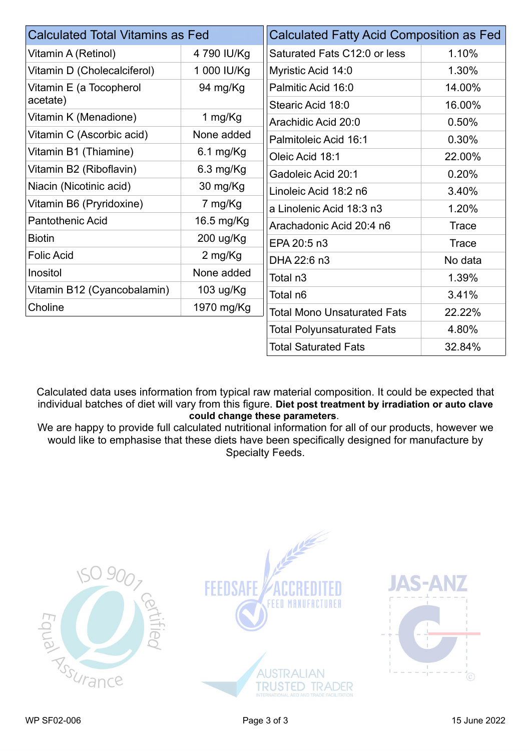| Calculated Total Vitamins as Fed | |
| --- | --- |
| Vitamin A (Retinol) | 4 790 IU/Kg |
| Vitamin D (Cholecalciferol) | 1 000 IU/Kg |
| Vitamin E (a Tocopherol acetate) | 94 mg/Kg |
| Vitamin K (Menadione) | 1 mg/Kg |
| Vitamin C (Ascorbic acid) | None added |
| Vitamin B1 (Thiamine) | 6.1 mg/Kg |
| Vitamin B2 (Riboflavin) | 6.3 mg/Kg |
| Niacin (Nicotinic acid) | 30 mg/Kg |
| Vitamin B6 (Pryridoxine) | 7 mg/Kg |
| Pantothenic Acid | 16.5 mg/Kg |
| Biotin | 200 ug/Kg |
| Folic Acid | 2 mg/Kg |
| Inositol | None added |
| Vitamin B12 (Cyancobalamin) | 103 ug/Kg |
| Choline | 1970 mg/Kg |

| Calculated Fatty Acid Composition as Fed | |
| --- | --- |
| Saturated Fats C12:0 or less | 1.10% |
| Myristic Acid 14:0 | 1.30% |
| Palmitic Acid 16:0 | 14.00% |
| Stearic Acid 18:0 | 16.00% |
| Arachidic Acid 20:0 | 0.50% |
| Palmitoleic Acid 16:1 | 0.30% |
| Oleic Acid 18:1 | 22.00% |
| Gadoleic Acid 20:1 | 0.20% |
| Linoleic Acid 18:2 n6 | 3.40% |
| a Linolenic Acid 18:3 n3 | 1.20% |
| Arachadonic Acid 20:4 n6 | Trace |
| EPA 20:5 n3 | Trace |
| DHA 22:6 n3 | No data |
| Total n3 | 1.39% |
| Total n6 | 3.41% |
| Total Mono Unsaturated Fats | 22.22% |
| Total Polyunsaturated Fats | 4.80% |
| Total Saturated Fats | 32.84% |

Calculated data uses information from typical raw material composition. It could be expected that individual batches of diet will vary from this figure. **Diet post treatment by irradiation or auto clave could change these parameters**.

We are happy to provide full calculated nutritional information for all of our products, however we would like to emphasise that these diets have been specifically designed for manufacture by Specialty Feeds.

WP SF02-006

15 June 2022